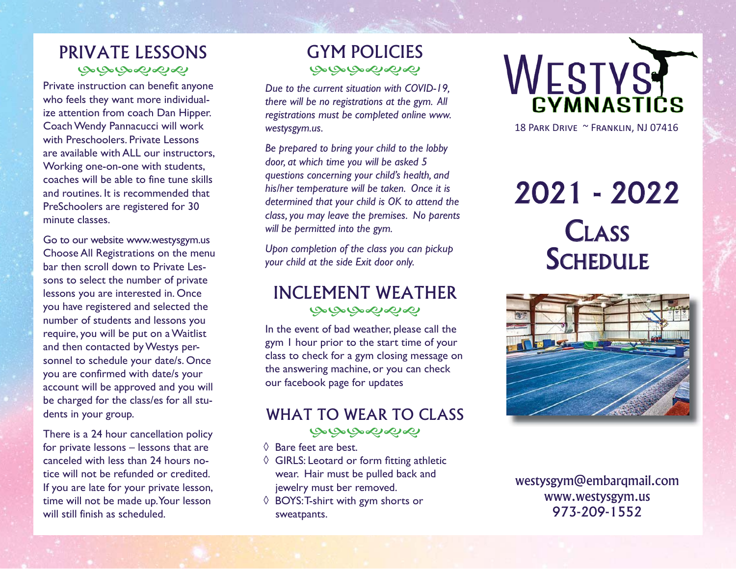## PRIVATE LESSONS

Private instruction can benefit anyone who feels they want more individualize attention from coach Dan Hipper. Coach Wendy Pannacucci will work with Preschoolers. Private Lessons are available with ALL our instructors, Working one-on-one with students, coaches will be able to fine tune skills and routines. It is recommended that PreSchoolers are registered for 30 minute classes.

Go to our website www.westysgym.us Choose All Registrations on the menu bar then scroll down to Private Lessons to select the number of private lessons you are interested in. Once you have registered and selected the number of students and lessons you require, you will be put on a Waitlist and then contacted by Westys personnel to schedule your date/s. Once you are confirmed with date/s your account will be approved and you will be charged for the class/es for all students in your group.

There is a 24 hour cancellation policy for private lessons – lessons that are canceled with less than 24 hours notice will not be refunded or credited. If you are late for your private lesson, time will not be made up. Your lesson will still finish as scheduled.

## GYM POLICIES

*Due to the current situation with COVID-19, there will be no registrations at the gym. All registrations must be completed online www.westysgym.us.*

*Be prepared to bring your child to the lobby door, at which time you will be asked 5 questions concerning your child's health, and his/her temperature will be taken. Once it is determined that your child is OK to attend the class, you may leave the premises. No parents will be permitted into the gym.*

*Upon completion of the class you can pickup your child at the side Exit door only.*

## INCLEMENT WEATHER

In the event of bad weather, please call the gym 1 hour prior to the start time of your class to check for a gym closing message on the answering machine, or you can check our facebook page for updates

## WHAT TO WEAR TO CLASS

◊ Bare feet are best.
◊ GIRLS: Leotard or form fitting athletic wear. Hair must be pulled back and jewelry must ber removed.
◊ BOYS: T-shirt with gym shorts or sweatpants.

# WESTYS GYMNASTICS

18 Park Drive ~ Franklin, NJ 07416

# 2021 - 2022 Class Schedule

westysgym@embarqmail.com
www.westysgym.us
973-209-1552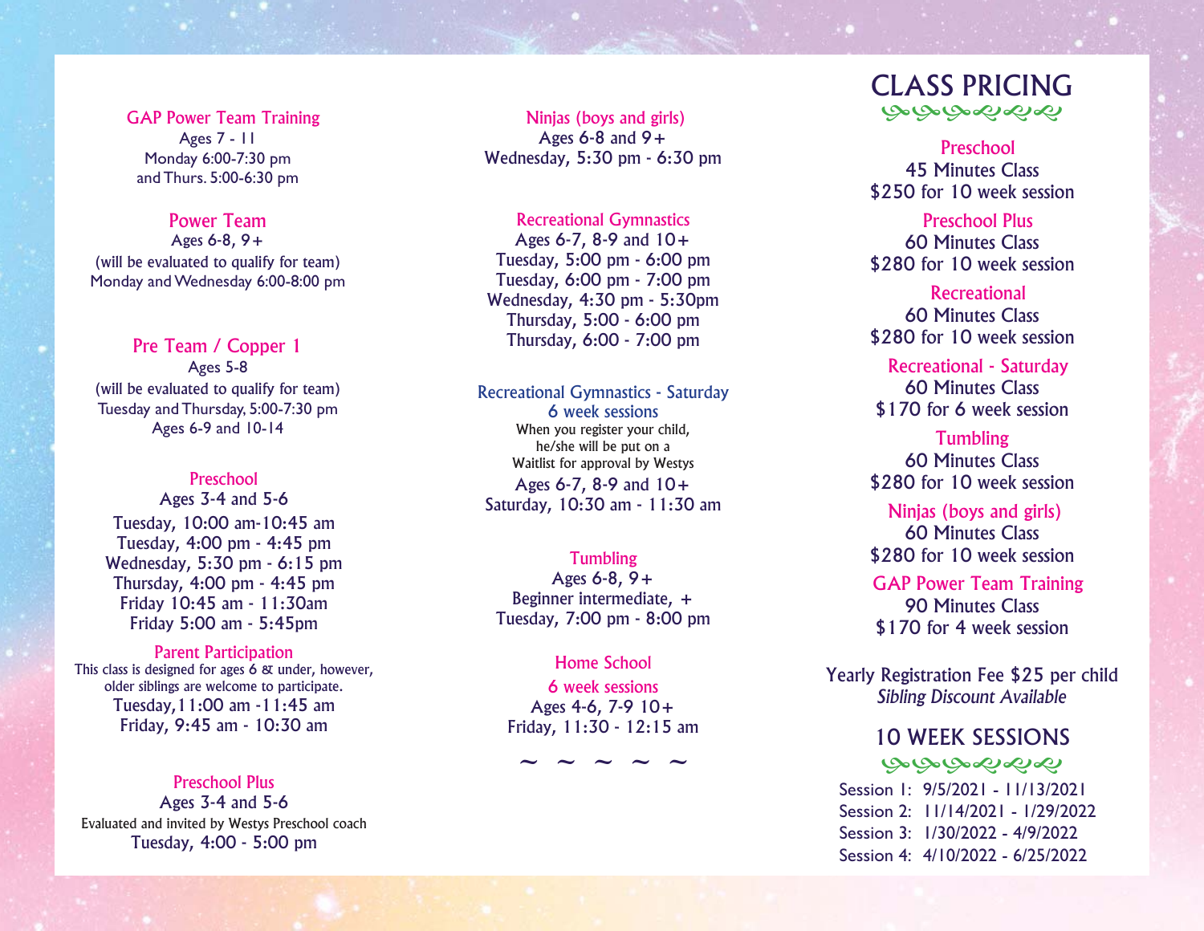### GAP Power Team Training

Ages 7 - 11
Monday 6:00-7:30 pm
and Thurs. 5:00-6:30 pm

### Power Team

Ages 6-8, 9+
(will be evaluated to qualify for team)
Monday and Wednesday 6:00-8:00 pm

### Pre Team / Copper 1

Ages 5-8
(will be evaluated to qualify for team)
Tuesday and Thursday, 5:00-7:30 pm
Ages 6-9 and 10-14

### Preschool

Ages 3-4 and 5-6
Tuesday, 10:00 am-10:45 am
Tuesday, 4:00 pm - 4:45 pm
Wednesday, 5:30 pm - 6:15 pm
Thursday, 4:00 pm - 4:45 pm
Friday 10:45 am - 11:30am
Friday 5:00 am - 5:45pm

### Parent Participation

This class is designed for ages 6 & under, however, older siblings are welcome to participate.
Tuesday, 11:00 am -11:45 am
Friday, 9:45 am - 10:30 am

### Preschool Plus

Ages 3-4 and 5-6
Evaluated and invited by Westys Preschool coach
Tuesday, 4:00 - 5:00 pm

### Ninjas (boys and girls)

Ages 6-8 and 9+
Wednesday, 5:30 pm - 6:30 pm

### Recreational Gymnastics

Ages 6-7, 8-9 and 10+
Tuesday, 5:00 pm - 6:00 pm
Tuesday, 6:00 pm - 7:00 pm
Wednesday, 4:30 pm - 5:30pm
Thursday, 5:00 - 6:00 pm
Thursday, 6:00 - 7:00 pm

### Recreational Gymnastics - Saturday

6 week sessions

When you register your child, he/she will be put on a Waitlist for approval by Westys

Ages 6-7, 8-9 and 10+
Saturday, 10:30 am - 11:30 am

### Tumbling

Ages 6-8, 9+
Beginner intermediate, +
Tuesday, 7:00 pm - 8:00 pm

### Home School

6 week sessions

Ages 4-6, 7-9 10+
Friday, 11:30 - 12:15 pm

~ ~ ~ ~ ~

## CLASS PRICING

**Preschool**
45 Minutes Class
$250 for 10 week session

**Preschool Plus**
60 Minutes Class
$280 for 10 week session

**Recreational**
60 Minutes Class
$280 for 10 week session

**Recreational - Saturday**
60 Minutes Class
$170 for 6 week session

**Tumbling**
60 Minutes Class
$280 for 10 week session

**Ninjas (boys and girls)**
60 Minutes Class
$280 for 10 week session

**GAP Power Team Training**
90 Minutes Class
$170 for 4 week session

Yearly Registration Fee $25 per child
*Sibling Discount Available*

## 10 WEEK SESSIONS

Session 1: 9/5/2021 - 11/13/2021
Session 2: 11/14/2021 - 1/29/2022
Session 3: 1/30/2022 - 4/9/2022
Session 4: 4/10/2022 - 6/25/2022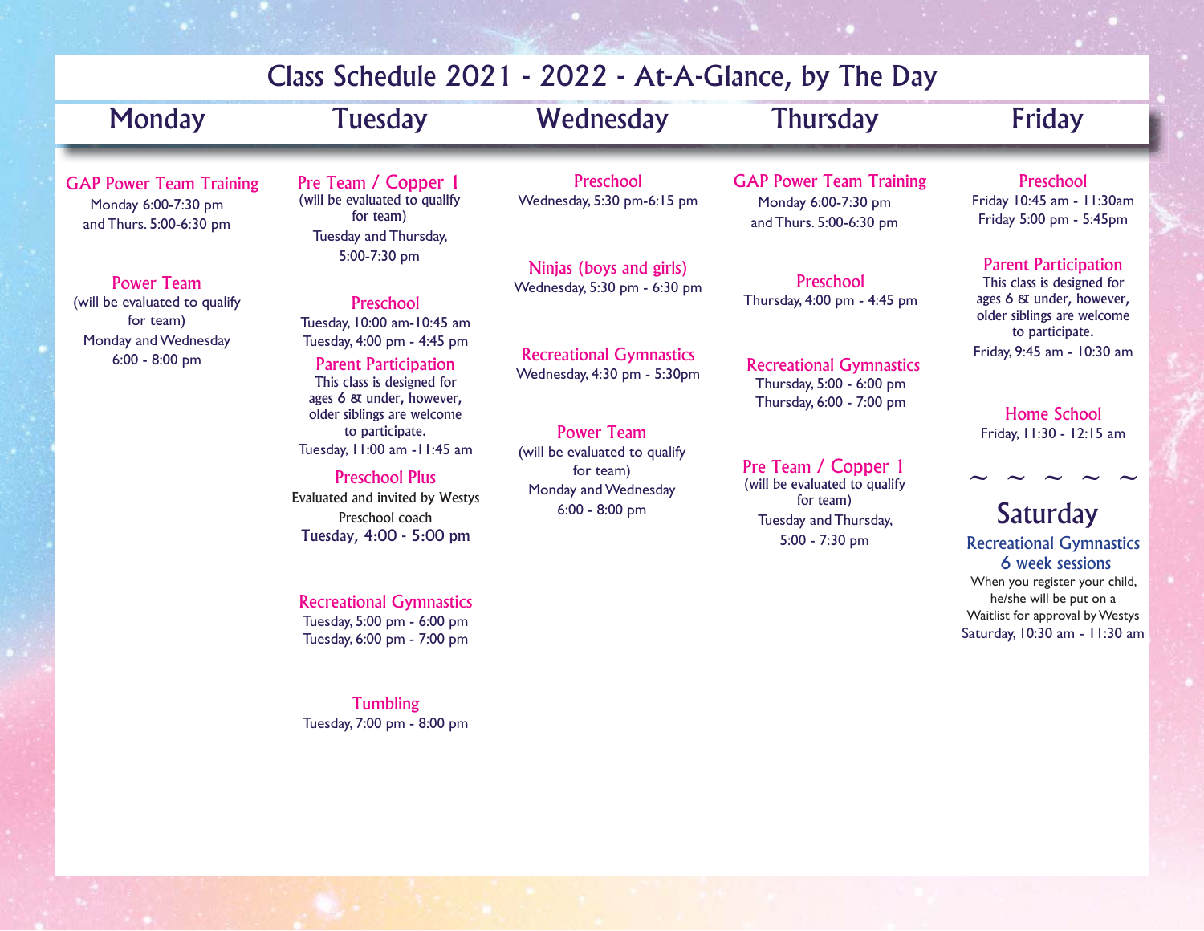# Class Schedule 2021 - 2022 - At-A-Glance, by The Day

## Monday

**GAP Power Team Training**
Monday 6:00-7:30 pm
and Thurs. 5:00-6:30 pm

**Power Team**
(will be evaluated to qualify for team)
Monday and Wednesday
6:00 - 8:00 pm

## Tuesday

**Pre Team / Copper 1**
(will be evaluated to qualify for team)
Tuesday and Thursday,
5:00-7:30 pm

**Preschool**
Tuesday, 10:00 am-10:45 am
Tuesday, 4:00 pm - 4:45 pm

**Parent Participation**
This class is designed for ages 6 & under, however, older siblings are welcome to participate.
Tuesday, 11:00 am -11:45 am

**Preschool Plus**
Evaluated and invited by Westys Preschool coach
Tuesday, 4:00 - 5:00 pm

**Recreational Gymnastics**
Tuesday, 5:00 pm - 6:00 pm
Tuesday, 6:00 pm - 7:00 pm

**Tumbling**
Tuesday, 7:00 pm - 8:00 pm

## Wednesday

**Preschool**
Wednesday, 5:30 pm-6:15 pm

**Ninjas (boys and girls)**
Wednesday, 5:30 pm - 6:30 pm

**Recreational Gymnastics**
Wednesday, 4:30 pm - 5:30pm

**Power Team**
(will be evaluated to qualify for team)
Monday and Wednesday
6:00 - 8:00 pm

## Thursday

**GAP Power Team Training**
Monday 6:00-7:30 pm
and Thurs. 5:00-6:30 pm

**Preschool**
Thursday, 4:00 pm - 4:45 pm

**Recreational Gymnastics**
Thursday, 5:00 - 6:00 pm
Thursday, 6:00 - 7:00 pm

**Pre Team / Copper 1**
(will be evaluated to qualify for team)
Tuesday and Thursday,
5:00 - 7:30 pm

## Friday

**Preschool**
Friday 10:45 am - 11:30am
Friday 5:00 pm - 5:45pm

**Parent Participation**
This class is designed for ages 6 & under, however, older siblings are welcome to participate.
Friday, 9:45 am - 10:30 am

**Home School**
Friday, 11:30 - 12:15 am

~ ~ ~ ~ ~

## Saturday

**Recreational Gymnastics**
**6 week sessions**
When you register your child, he/she will be put on a Waitlist for approval by Westys
Saturday, 10:30 am - 11:30 am